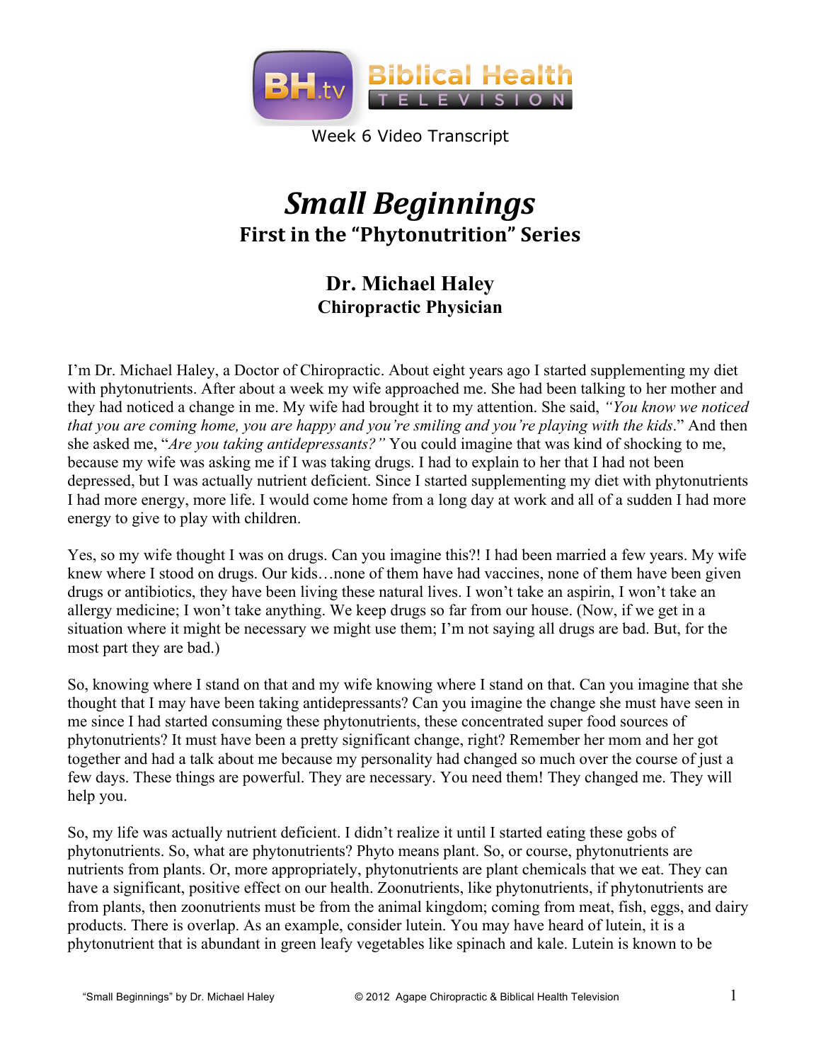Biblical Health TELEVISION

Week 6 Video Transcript

# *Small Beginnings*

## First in the "Phytonutrition" Series

### Dr. Michael Haley
### Chiropractic Physician

I'm Dr. Michael Haley, a Doctor of Chiropractic. About eight years ago I started supplementing my diet with phytonutrients. After about a week my wife approached me. She had been talking to her mother and they had noticed a change in me. My wife had brought it to my attention. She said, *"You know we noticed that you are coming home, you are happy and you're smiling and you're playing with the kids*." And then she asked me, "*Are you taking antidepressants?"* You could imagine that was kind of shocking to me, because my wife was asking me if I was taking drugs. I had to explain to her that I had not been depressed, but I was actually nutrient deficient. Since I started supplementing my diet with phytonutrients I had more energy, more life. I would come home from a long day at work and all of a sudden I had more energy to give to play with children.

Yes, so my wife thought I was on drugs. Can you imagine this?! I had been married a few years. My wife knew where I stood on drugs. Our kids…none of them have had vaccines, none of them have been given drugs or antibiotics, they have been living these natural lives. I won't take an aspirin, I won't take an allergy medicine; I won't take anything. We keep drugs so far from our house. (Now, if we get in a situation where it might be necessary we might use them; I'm not saying all drugs are bad. But, for the most part they are bad.)

So, knowing where I stand on that and my wife knowing where I stand on that. Can you imagine that she thought that I may have been taking antidepressants? Can you imagine the change she must have seen in me since I had started consuming these phytonutrients, these concentrated super food sources of phytonutrients? It must have been a pretty significant change, right? Remember her mom and her got together and had a talk about me because my personality had changed so much over the course of just a few days. These things are powerful. They are necessary. You need them! They changed me. They will help you.

So, my life was actually nutrient deficient. I didn't realize it until I started eating these gobs of phytonutrients. So, what are phytonutrients? Phyto means plant. So, or course, phytonutrients are nutrients from plants. Or, more appropriately, phytonutrients are plant chemicals that we eat. They can have a significant, positive effect on our health. Zoonutrients, like phytonutrients, if phytonutrients are from plants, then zoonutrients must be from the animal kingdom; coming from meat, fish, eggs, and dairy products. There is overlap. As an example, consider lutein. You may have heard of lutein, it is a phytonutrient that is abundant in green leafy vegetables like spinach and kale. Lutein is known to be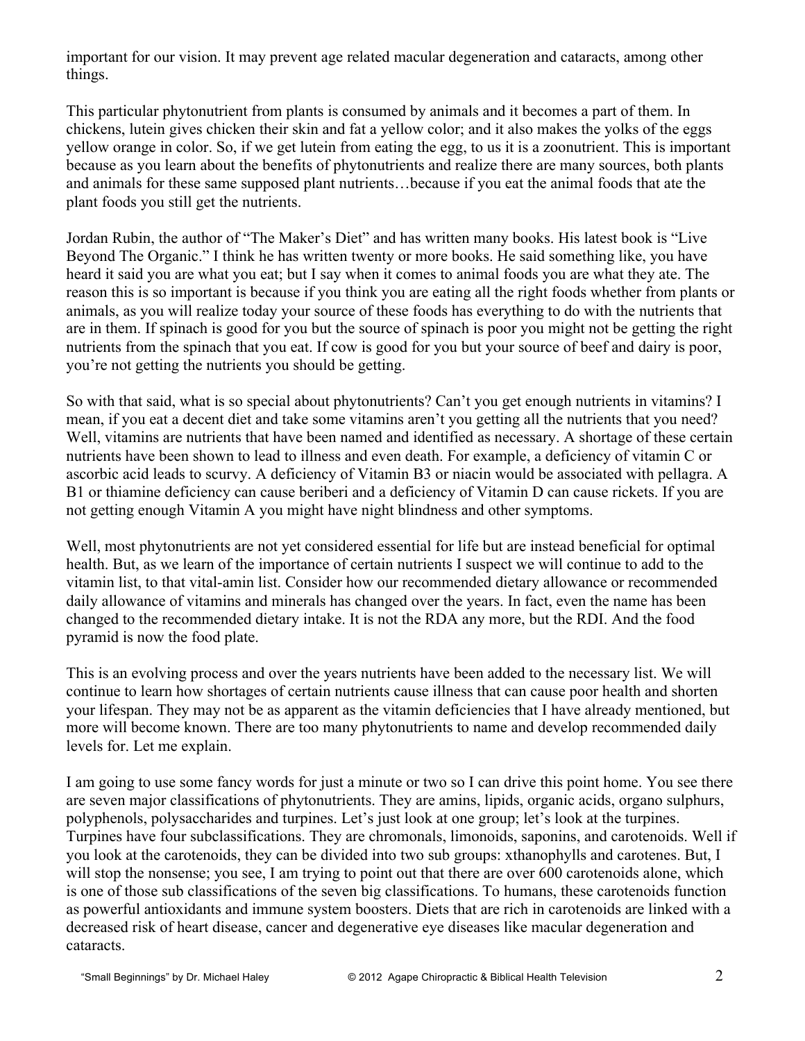important for our vision. It may prevent age related macular degeneration and cataracts, among other things.

This particular phytonutrient from plants is consumed by animals and it becomes a part of them. In chickens, lutein gives chicken their skin and fat a yellow color; and it also makes the yolks of the eggs yellow orange in color. So, if we get lutein from eating the egg, to us it is a zoonutrient. This is important because as you learn about the benefits of phytonutrients and realize there are many sources, both plants and animals for these same supposed plant nutrients…because if you eat the animal foods that ate the plant foods you still get the nutrients.

Jordan Rubin, the author of "The Maker's Diet" and has written many books. His latest book is "Live Beyond The Organic." I think he has written twenty or more books. He said something like, you have heard it said you are what you eat; but I say when it comes to animal foods you are what they ate. The reason this is so important is because if you think you are eating all the right foods whether from plants or animals, as you will realize today your source of these foods has everything to do with the nutrients that are in them. If spinach is good for you but the source of spinach is poor you might not be getting the right nutrients from the spinach that you eat. If cow is good for you but your source of beef and dairy is poor, you're not getting the nutrients you should be getting.

So with that said, what is so special about phytonutrients? Can't you get enough nutrients in vitamins? I mean, if you eat a decent diet and take some vitamins aren't you getting all the nutrients that you need? Well, vitamins are nutrients that have been named and identified as necessary. A shortage of these certain nutrients have been shown to lead to illness and even death. For example, a deficiency of vitamin C or ascorbic acid leads to scurvy. A deficiency of Vitamin B3 or niacin would be associated with pellagra. A B1 or thiamine deficiency can cause beriberi and a deficiency of Vitamin D can cause rickets. If you are not getting enough Vitamin A you might have night blindness and other symptoms.

Well, most phytonutrients are not yet considered essential for life but are instead beneficial for optimal health. But, as we learn of the importance of certain nutrients I suspect we will continue to add to the vitamin list, to that vital-amin list. Consider how our recommended dietary allowance or recommended daily allowance of vitamins and minerals has changed over the years. In fact, even the name has been changed to the recommended dietary intake. It is not the RDA any more, but the RDI. And the food pyramid is now the food plate.

This is an evolving process and over the years nutrients have been added to the necessary list. We will continue to learn how shortages of certain nutrients cause illness that can cause poor health and shorten your lifespan. They may not be as apparent as the vitamin deficiencies that I have already mentioned, but more will become known. There are too many phytonutrients to name and develop recommended daily levels for. Let me explain.

I am going to use some fancy words for just a minute or two so I can drive this point home. You see there are seven major classifications of phytonutrients. They are amins, lipids, organic acids, organo sulphurs, polyphenols, polysaccharides and turpines. Let's just look at one group; let's look at the turpines. Turpines have four subclassifications. They are chromonals, limonoids, saponins, and carotenoids. Well if you look at the carotenoids, they can be divided into two sub groups: xthanophylls and carotenes. But, I will stop the nonsense; you see, I am trying to point out that there are over 600 carotenoids alone, which is one of those sub classifications of the seven big classifications. To humans, these carotenoids function as powerful antioxidants and immune system boosters. Diets that are rich in carotenoids are linked with a decreased risk of heart disease, cancer and degenerative eye diseases like macular degeneration and cataracts.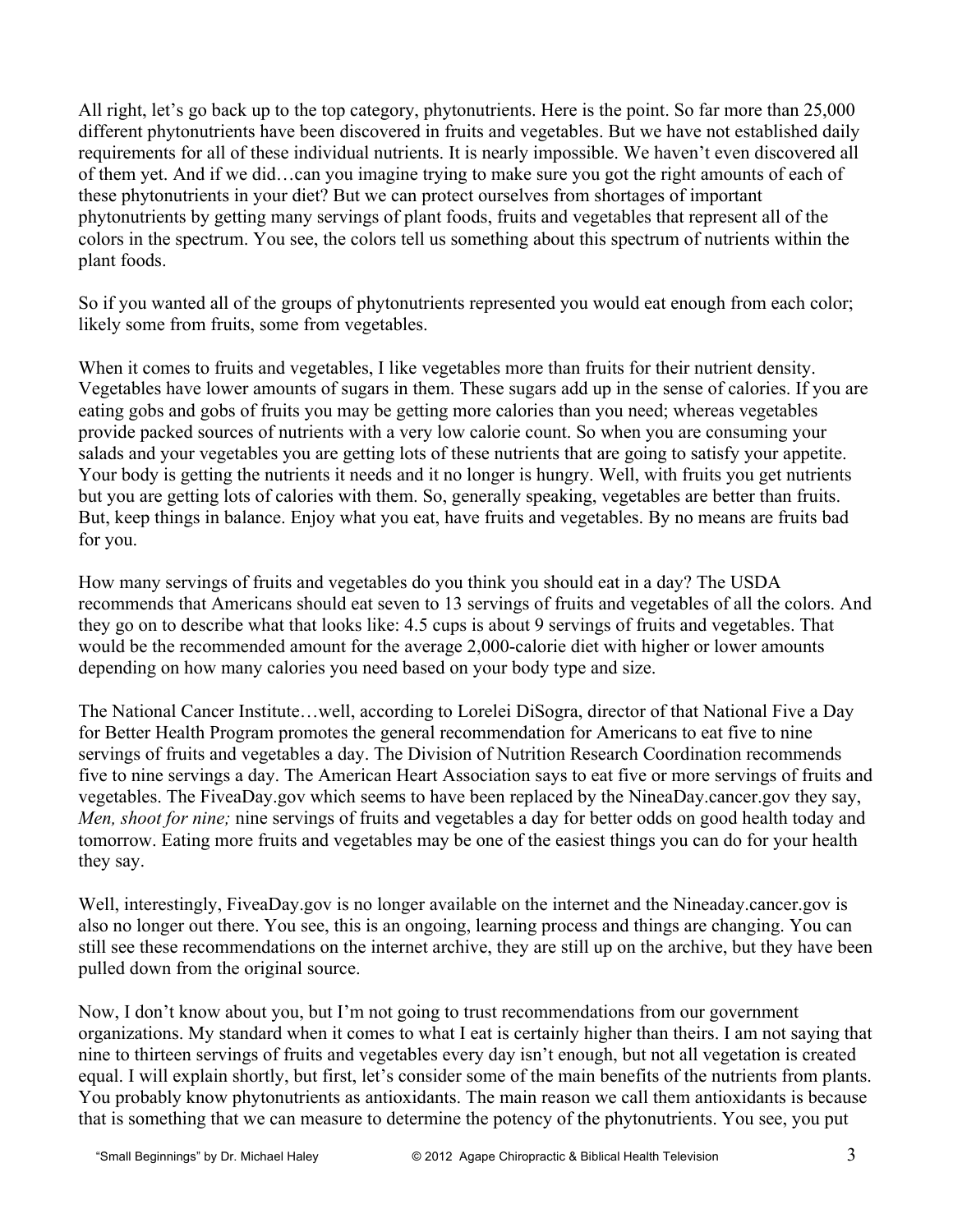All right, let's go back up to the top category, phytonutrients. Here is the point. So far more than 25,000 different phytonutrients have been discovered in fruits and vegetables. But we have not established daily requirements for all of these individual nutrients. It is nearly impossible. We haven't even discovered all of them yet. And if we did…can you imagine trying to make sure you got the right amounts of each of these phytonutrients in your diet? But we can protect ourselves from shortages of important phytonutrients by getting many servings of plant foods, fruits and vegetables that represent all of the colors in the spectrum. You see, the colors tell us something about this spectrum of nutrients within the plant foods.

So if you wanted all of the groups of phytonutrients represented you would eat enough from each color; likely some from fruits, some from vegetables.

When it comes to fruits and vegetables, I like vegetables more than fruits for their nutrient density. Vegetables have lower amounts of sugars in them. These sugars add up in the sense of calories. If you are eating gobs and gobs of fruits you may be getting more calories than you need; whereas vegetables provide packed sources of nutrients with a very low calorie count. So when you are consuming your salads and your vegetables you are getting lots of these nutrients that are going to satisfy your appetite. Your body is getting the nutrients it needs and it no longer is hungry. Well, with fruits you get nutrients but you are getting lots of calories with them. So, generally speaking, vegetables are better than fruits. But, keep things in balance. Enjoy what you eat, have fruits and vegetables. By no means are fruits bad for you.

How many servings of fruits and vegetables do you think you should eat in a day? The USDA recommends that Americans should eat seven to 13 servings of fruits and vegetables of all the colors. And they go on to describe what that looks like: 4.5 cups is about 9 servings of fruits and vegetables. That would be the recommended amount for the average 2,000-calorie diet with higher or lower amounts depending on how many calories you need based on your body type and size.

The National Cancer Institute…well, according to Lorelei DiSogra, director of that National Five a Day for Better Health Program promotes the general recommendation for Americans to eat five to nine servings of fruits and vegetables a day. The Division of Nutrition Research Coordination recommends five to nine servings a day. The American Heart Association says to eat five or more servings of fruits and vegetables. The FiveaDay.gov which seems to have been replaced by the NineaDay.cancer.gov they say, *Men, shoot for nine;* nine servings of fruits and vegetables a day for better odds on good health today and tomorrow. Eating more fruits and vegetables may be one of the easiest things you can do for your health they say.

Well, interestingly, FiveaDay.gov is no longer available on the internet and the Nineaday.cancer.gov is also no longer out there. You see, this is an ongoing, learning process and things are changing. You can still see these recommendations on the internet archive, they are still up on the archive, but they have been pulled down from the original source.

Now, I don't know about you, but I'm not going to trust recommendations from our government organizations. My standard when it comes to what I eat is certainly higher than theirs. I am not saying that nine to thirteen servings of fruits and vegetables every day isn't enough, but not all vegetation is created equal. I will explain shortly, but first, let's consider some of the main benefits of the nutrients from plants. You probably know phytonutrients as antioxidants. The main reason we call them antioxidants is because that is something that we can measure to determine the potency of the phytonutrients. You see, you put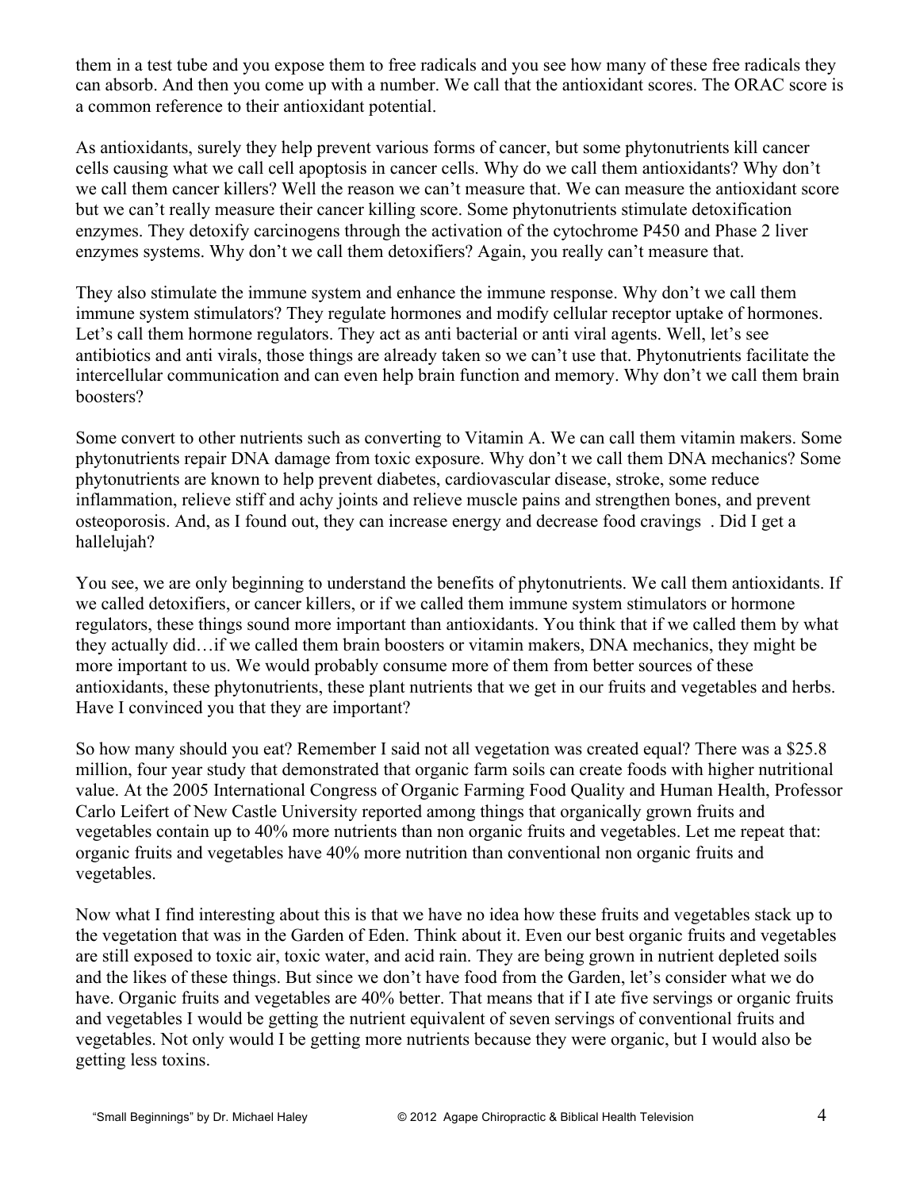them in a test tube and you expose them to free radicals and you see how many of these free radicals they can absorb. And then you come up with a number. We call that the antioxidant scores. The ORAC score is a common reference to their antioxidant potential.

As antioxidants, surely they help prevent various forms of cancer, but some phytonutrients kill cancer cells causing what we call cell apoptosis in cancer cells. Why do we call them antioxidants? Why don't we call them cancer killers? Well the reason we can't measure that. We can measure the antioxidant score but we can't really measure their cancer killing score. Some phytonutrients stimulate detoxification enzymes. They detoxify carcinogens through the activation of the cytochrome P450 and Phase 2 liver enzymes systems. Why don't we call them detoxifiers? Again, you really can't measure that.

They also stimulate the immune system and enhance the immune response. Why don't we call them immune system stimulators? They regulate hormones and modify cellular receptor uptake of hormones. Let's call them hormone regulators. They act as anti bacterial or anti viral agents. Well, let's see antibiotics and anti virals, those things are already taken so we can't use that. Phytonutrients facilitate the intercellular communication and can even help brain function and memory. Why don't we call them brain boosters?

Some convert to other nutrients such as converting to Vitamin A. We can call them vitamin makers. Some phytonutrients repair DNA damage from toxic exposure. Why don't we call them DNA mechanics? Some phytonutrients are known to help prevent diabetes, cardiovascular disease, stroke, some reduce inflammation, relieve stiff and achy joints and relieve muscle pains and strengthen bones, and prevent osteoporosis. And, as I found out, they can increase energy and decrease food cravings . Did I get a hallelujah?

You see, we are only beginning to understand the benefits of phytonutrients. We call them antioxidants. If we called detoxifiers, or cancer killers, or if we called them immune system stimulators or hormone regulators, these things sound more important than antioxidants. You think that if we called them by what they actually did…if we called them brain boosters or vitamin makers, DNA mechanics, they might be more important to us. We would probably consume more of them from better sources of these antioxidants, these phytonutrients, these plant nutrients that we get in our fruits and vegetables and herbs. Have I convinced you that they are important?

So how many should you eat? Remember I said not all vegetation was created equal? There was a $25.8 million, four year study that demonstrated that organic farm soils can create foods with higher nutritional value. At the 2005 International Congress of Organic Farming Food Quality and Human Health, Professor Carlo Leifert of New Castle University reported among things that organically grown fruits and vegetables contain up to 40% more nutrients than non organic fruits and vegetables. Let me repeat that: organic fruits and vegetables have 40% more nutrition than conventional non organic fruits and vegetables.

Now what I find interesting about this is that we have no idea how these fruits and vegetables stack up to the vegetation that was in the Garden of Eden. Think about it. Even our best organic fruits and vegetables are still exposed to toxic air, toxic water, and acid rain. They are being grown in nutrient depleted soils and the likes of these things. But since we don't have food from the Garden, let's consider what we do have. Organic fruits and vegetables are 40% better. That means that if I ate five servings or organic fruits and vegetables I would be getting the nutrient equivalent of seven servings of conventional fruits and vegetables. Not only would I be getting more nutrients because they were organic, but I would also be getting less toxins.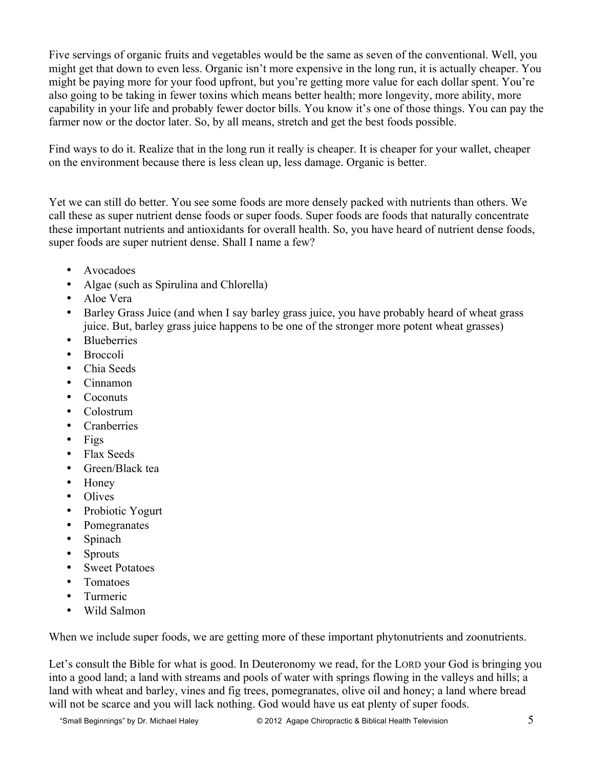Five servings of organic fruits and vegetables would be the same as seven of the conventional. Well, you might get that down to even less. Organic isn't more expensive in the long run, it is actually cheaper. You might be paying more for your food upfront, but you're getting more value for each dollar spent. You're also going to be taking in fewer toxins which means better health; more longevity, more ability, more capability in your life and probably fewer doctor bills. You know it's one of those things. You can pay the farmer now or the doctor later. So, by all means, stretch and get the best foods possible.

Find ways to do it. Realize that in the long run it really is cheaper. It is cheaper for your wallet, cheaper on the environment because there is less clean up, less damage. Organic is better.

Yet we can still do better. You see some foods are more densely packed with nutrients than others. We call these as super nutrient dense foods or super foods. Super foods are foods that naturally concentrate these important nutrients and antioxidants for overall health. So, you have heard of nutrient dense foods, super foods are super nutrient dense. Shall I name a few?

- Avocadoes
- Algae (such as Spirulina and Chlorella)
- Aloe Vera
- Barley Grass Juice (and when I say barley grass juice, you have probably heard of wheat grass juice. But, barley grass juice happens to be one of the stronger more potent wheat grasses)
- Blueberries
- Broccoli
- Chia Seeds
- Cinnamon
- Coconuts
- Colostrum
- Cranberries
- Figs
- Flax Seeds
- Green/Black tea
- Honey
- Olives
- Probiotic Yogurt
- Pomegranates
- Spinach
- Sprouts
- Sweet Potatoes
- Tomatoes
- Turmeric
- Wild Salmon

When we include super foods, we are getting more of these important phytonutrients and zoonutrients.

Let's consult the Bible for what is good. In Deuteronomy we read, for the LORD your God is bringing you into a good land; a land with streams and pools of water with springs flowing in the valleys and hills; a land with wheat and barley, vines and fig trees, pomegranates, olive oil and honey; a land where bread will not be scarce and you will lack nothing. God would have us eat plenty of super foods.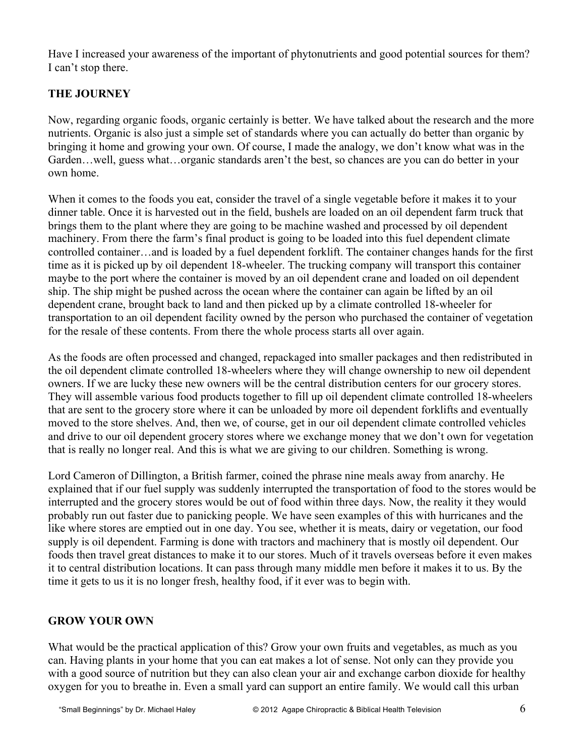Have I increased your awareness of the important of phytonutrients and good potential sources for them? I can't stop there.

## THE JOURNEY

Now, regarding organic foods, organic certainly is better. We have talked about the research and the more nutrients. Organic is also just a simple set of standards where you can actually do better than organic by bringing it home and growing your own. Of course, I made the analogy, we don't know what was in the Garden…well, guess what…organic standards aren't the best, so chances are you can do better in your own home.

When it comes to the foods you eat, consider the travel of a single vegetable before it makes it to your dinner table. Once it is harvested out in the field, bushels are loaded on an oil dependent farm truck that brings them to the plant where they are going to be machine washed and processed by oil dependent machinery. From there the farm's final product is going to be loaded into this fuel dependent climate controlled container…and is loaded by a fuel dependent forklift. The container changes hands for the first time as it is picked up by oil dependent 18-wheeler. The trucking company will transport this container maybe to the port where the container is moved by an oil dependent crane and loaded on oil dependent ship. The ship might be pushed across the ocean where the container can again be lifted by an oil dependent crane, brought back to land and then picked up by a climate controlled 18-wheeler for transportation to an oil dependent facility owned by the person who purchased the container of vegetation for the resale of these contents. From there the whole process starts all over again.

As the foods are often processed and changed, repackaged into smaller packages and then redistributed in the oil dependent climate controlled 18-wheelers where they will change ownership to new oil dependent owners. If we are lucky these new owners will be the central distribution centers for our grocery stores. They will assemble various food products together to fill up oil dependent climate controlled 18-wheelers that are sent to the grocery store where it can be unloaded by more oil dependent forklifts and eventually moved to the store shelves. And, then we, of course, get in our oil dependent climate controlled vehicles and drive to our oil dependent grocery stores where we exchange money that we don't own for vegetation that is really no longer real. And this is what we are giving to our children. Something is wrong.

Lord Cameron of Dillington, a British farmer, coined the phrase nine meals away from anarchy. He explained that if our fuel supply was suddenly interrupted the transportation of food to the stores would be interrupted and the grocery stores would be out of food within three days. Now, the reality it they would probably run out faster due to panicking people. We have seen examples of this with hurricanes and the like where stores are emptied out in one day. You see, whether it is meats, dairy or vegetation, our food supply is oil dependent. Farming is done with tractors and machinery that is mostly oil dependent. Our foods then travel great distances to make it to our stores. Much of it travels overseas before it even makes it to central distribution locations. It can pass through many middle men before it makes it to us. By the time it gets to us it is no longer fresh, healthy food, if it ever was to begin with.

## GROW YOUR OWN

What would be the practical application of this? Grow your own fruits and vegetables, as much as you can. Having plants in your home that you can eat makes a lot of sense. Not only can they provide you with a good source of nutrition but they can also clean your air and exchange carbon dioxide for healthy oxygen for you to breathe in. Even a small yard can support an entire family. We would call this urban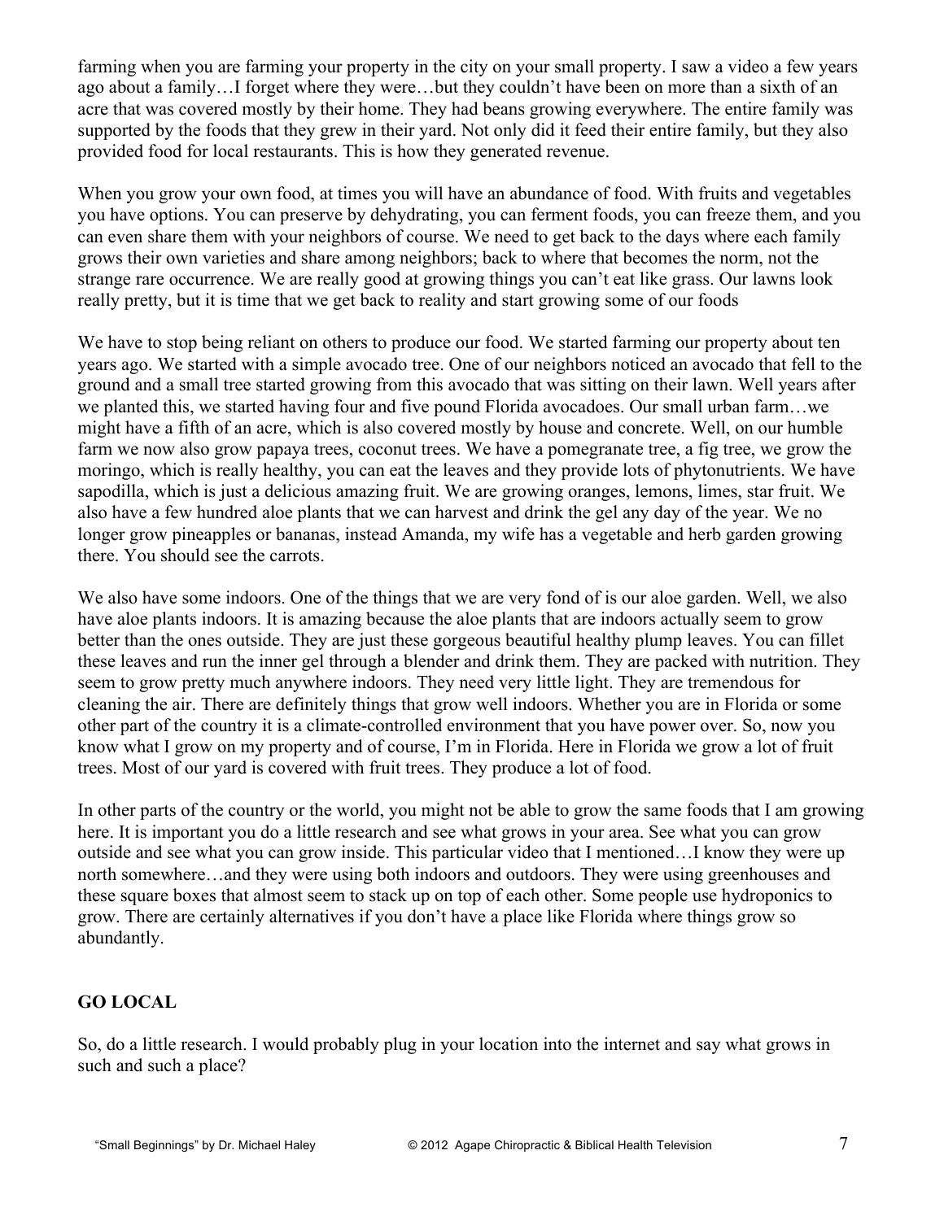farming when you are farming your property in the city on your small property. I saw a video a few years ago about a family…I forget where they were…but they couldn't have been on more than a sixth of an acre that was covered mostly by their home. They had beans growing everywhere. The entire family was supported by the foods that they grew in their yard. Not only did it feed their entire family, but they also provided food for local restaurants. This is how they generated revenue.

When you grow your own food, at times you will have an abundance of food. With fruits and vegetables you have options. You can preserve by dehydrating, you can ferment foods, you can freeze them, and you can even share them with your neighbors of course. We need to get back to the days where each family grows their own varieties and share among neighbors; back to where that becomes the norm, not the strange rare occurrence. We are really good at growing things you can't eat like grass. Our lawns look really pretty, but it is time that we get back to reality and start growing some of our foods

We have to stop being reliant on others to produce our food. We started farming our property about ten years ago. We started with a simple avocado tree. One of our neighbors noticed an avocado that fell to the ground and a small tree started growing from this avocado that was sitting on their lawn. Well years after we planted this, we started having four and five pound Florida avocadoes. Our small urban farm…we might have a fifth of an acre, which is also covered mostly by house and concrete. Well, on our humble farm we now also grow papaya trees, coconut trees. We have a pomegranate tree, a fig tree, we grow the moringo, which is really healthy, you can eat the leaves and they provide lots of phytonutrients. We have sapodilla, which is just a delicious amazing fruit. We are growing oranges, lemons, limes, star fruit. We also have a few hundred aloe plants that we can harvest and drink the gel any day of the year. We no longer grow pineapples or bananas, instead Amanda, my wife has a vegetable and herb garden growing there. You should see the carrots.

We also have some indoors. One of the things that we are very fond of is our aloe garden. Well, we also have aloe plants indoors. It is amazing because the aloe plants that are indoors actually seem to grow better than the ones outside. They are just these gorgeous beautiful healthy plump leaves. You can fillet these leaves and run the inner gel through a blender and drink them. They are packed with nutrition. They seem to grow pretty much anywhere indoors. They need very little light. They are tremendous for cleaning the air. There are definitely things that grow well indoors. Whether you are in Florida or some other part of the country it is a climate-controlled environment that you have power over. So, now you know what I grow on my property and of course, I'm in Florida. Here in Florida we grow a lot of fruit trees. Most of our yard is covered with fruit trees. They produce a lot of food.

In other parts of the country or the world, you might not be able to grow the same foods that I am growing here. It is important you do a little research and see what grows in your area. See what you can grow outside and see what you can grow inside. This particular video that I mentioned…I know they were up north somewhere…and they were using both indoors and outdoors. They were using greenhouses and these square boxes that almost seem to stack up on top of each other. Some people use hydroponics to grow. There are certainly alternatives if you don't have a place like Florida where things grow so abundantly.

## GO LOCAL

So, do a little research. I would probably plug in your location into the internet and say what grows in such and such a place?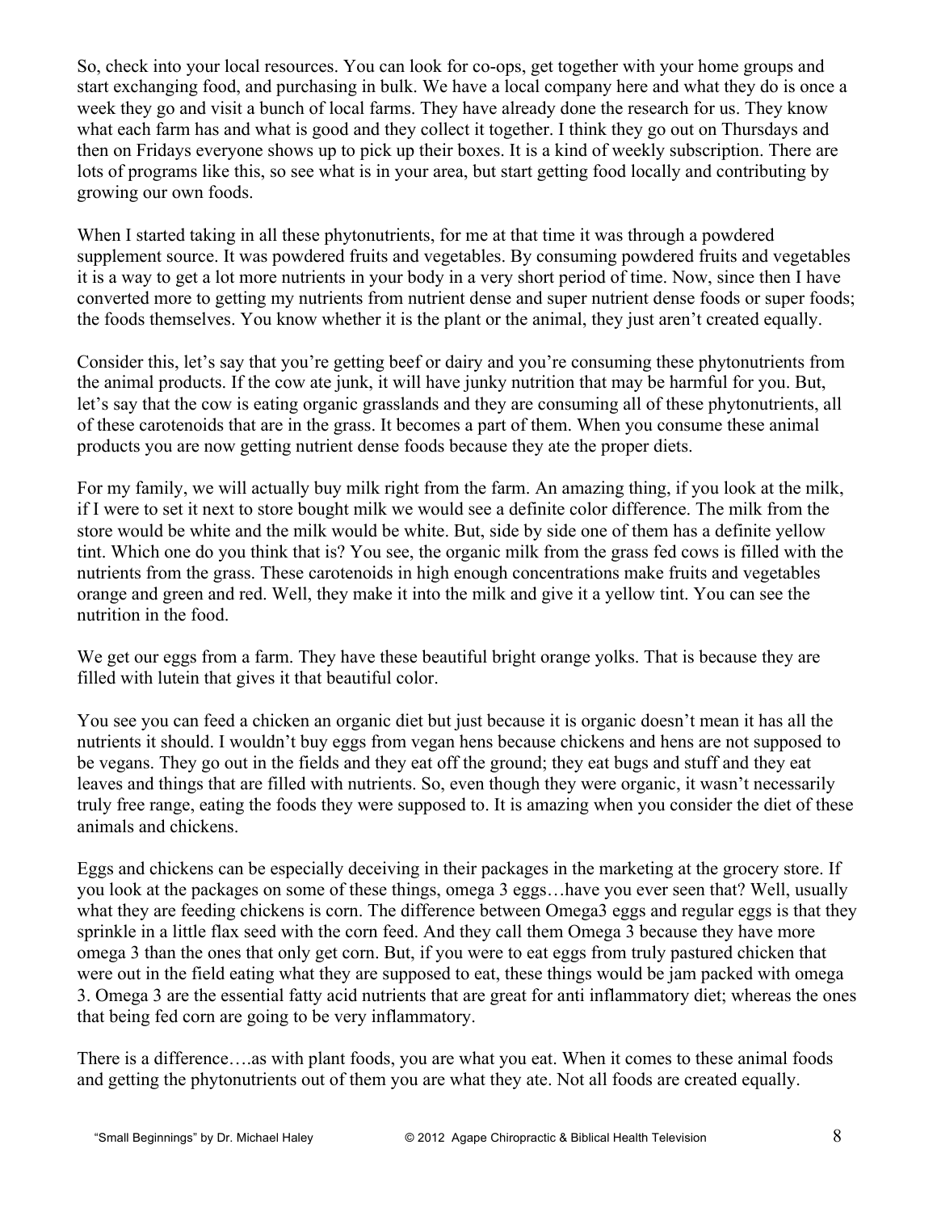So, check into your local resources. You can look for co-ops, get together with your home groups and start exchanging food, and purchasing in bulk. We have a local company here and what they do is once a week they go and visit a bunch of local farms. They have already done the research for us. They know what each farm has and what is good and they collect it together. I think they go out on Thursdays and then on Fridays everyone shows up to pick up their boxes. It is a kind of weekly subscription. There are lots of programs like this, so see what is in your area, but start getting food locally and contributing by growing our own foods.

When I started taking in all these phytonutrients, for me at that time it was through a powdered supplement source. It was powdered fruits and vegetables. By consuming powdered fruits and vegetables it is a way to get a lot more nutrients in your body in a very short period of time. Now, since then I have converted more to getting my nutrients from nutrient dense and super nutrient dense foods or super foods; the foods themselves. You know whether it is the plant or the animal, they just aren't created equally.

Consider this, let's say that you're getting beef or dairy and you're consuming these phytonutrients from the animal products. If the cow ate junk, it will have junky nutrition that may be harmful for you. But, let's say that the cow is eating organic grasslands and they are consuming all of these phytonutrients, all of these carotenoids that are in the grass. It becomes a part of them. When you consume these animal products you are now getting nutrient dense foods because they ate the proper diets.

For my family, we will actually buy milk right from the farm. An amazing thing, if you look at the milk, if I were to set it next to store bought milk we would see a definite color difference. The milk from the store would be white and the milk would be white. But, side by side one of them has a definite yellow tint. Which one do you think that is? You see, the organic milk from the grass fed cows is filled with the nutrients from the grass. These carotenoids in high enough concentrations make fruits and vegetables orange and green and red. Well, they make it into the milk and give it a yellow tint. You can see the nutrition in the food.

We get our eggs from a farm. They have these beautiful bright orange yolks. That is because they are filled with lutein that gives it that beautiful color.

You see you can feed a chicken an organic diet but just because it is organic doesn't mean it has all the nutrients it should. I wouldn't buy eggs from vegan hens because chickens and hens are not supposed to be vegans. They go out in the fields and they eat off the ground; they eat bugs and stuff and they eat leaves and things that are filled with nutrients. So, even though they were organic, it wasn't necessarily truly free range, eating the foods they were supposed to. It is amazing when you consider the diet of these animals and chickens.

Eggs and chickens can be especially deceiving in their packages in the marketing at the grocery store. If you look at the packages on some of these things, omega 3 eggs…have you ever seen that? Well, usually what they are feeding chickens is corn. The difference between Omega3 eggs and regular eggs is that they sprinkle in a little flax seed with the corn feed. And they call them Omega 3 because they have more omega 3 than the ones that only get corn. But, if you were to eat eggs from truly pastured chicken that were out in the field eating what they are supposed to eat, these things would be jam packed with omega 3. Omega 3 are the essential fatty acid nutrients that are great for anti inflammatory diet; whereas the ones that being fed corn are going to be very inflammatory.

There is a difference….as with plant foods, you are what you eat. When it comes to these animal foods and getting the phytonutrients out of them you are what they ate. Not all foods are created equally.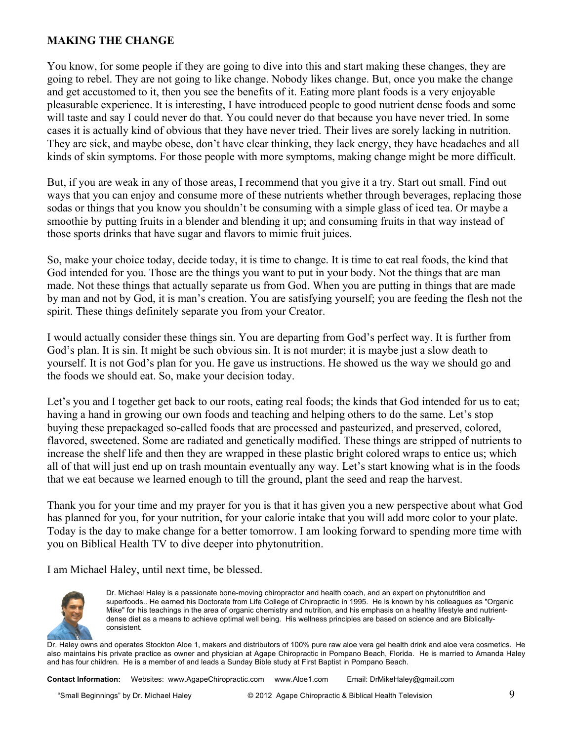**MAKING THE CHANGE**

You know, for some people if they are going to dive into this and start making these changes, they are going to rebel. They are not going to like change. Nobody likes change. But, once you make the change and get accustomed to it, then you see the benefits of it. Eating more plant foods is a very enjoyable pleasurable experience. It is interesting, I have introduced people to good nutrient dense foods and some will taste and say I could never do that. You could never do that because you have never tried. In some cases it is actually kind of obvious that they have never tried. Their lives are sorely lacking in nutrition. They are sick, and maybe obese, don't have clear thinking, they lack energy, they have headaches and all kinds of skin symptoms. For those people with more symptoms, making change might be more difficult.

But, if you are weak in any of those areas, I recommend that you give it a try. Start out small. Find out ways that you can enjoy and consume more of these nutrients whether through beverages, replacing those sodas or things that you know you shouldn't be consuming with a simple glass of iced tea. Or maybe a smoothie by putting fruits in a blender and blending it up; and consuming fruits in that way instead of those sports drinks that have sugar and flavors to mimic fruit juices.

So, make your choice today, decide today, it is time to change. It is time to eat real foods, the kind that God intended for you. Those are the things you want to put in your body. Not the things that are man made. Not these things that actually separate us from God. When you are putting in things that are made by man and not by God, it is man's creation. You are satisfying yourself; you are feeding the flesh not the spirit. These things definitely separate you from your Creator.

I would actually consider these things sin. You are departing from God's perfect way. It is further from God's plan. It is sin. It might be such obvious sin. It is not murder; it is maybe just a slow death to yourself. It is not God's plan for you. He gave us instructions. He showed us the way we should go and the foods we should eat. So, make your decision today.

Let's you and I together get back to our roots, eating real foods; the kinds that God intended for us to eat; having a hand in growing our own foods and teaching and helping others to do the same. Let's stop buying these prepackaged so-called foods that are processed and pasteurized, and preserved, colored, flavored, sweetened. Some are radiated and genetically modified. These things are stripped of nutrients to increase the shelf life and then they are wrapped in these plastic bright colored wraps to entice us; which all of that will just end up on trash mountain eventually any way. Let's start knowing what is in the foods that we eat because we learned enough to till the ground, plant the seed and reap the harvest.

Thank you for your time and my prayer for you is that it has given you a new perspective about what God has planned for you, for your nutrition, for your calorie intake that you will add more color to your plate. Today is the day to make change for a better tomorrow. I am looking forward to spending more time with you on Biblical Health TV to dive deeper into phytonutrition.

I am Michael Haley, until next time, be blessed.

Dr. Michael Haley is a passionate bone-moving chiropractor and health coach, and an expert on phytonutrition and superfoods.. He earned his Doctorate from Life College of Chiropractic in 1995. He is known by his colleagues as "Organic Mike" for his teachings in the area of organic chemistry and nutrition, and his emphasis on a healthy lifestyle and nutrient-dense diet as a means to achieve optimal well being. His wellness principles are based on science and are Biblically-consistent.

Dr. Haley owns and operates Stockton Aloe 1, makers and distributors of 100% pure raw aloe vera gel health drink and aloe vera cosmetics. He also maintains his private practice as owner and physician at Agape Chiropractic in Pompano Beach, Florida. He is married to Amanda Haley and has four children. He is a member of and leads a Sunday Bible study at First Baptist in Pompano Beach.

**Contact Information:** Websites: www.AgapeChiropractic.com www.Aloe1.com Email: DrMikeHaley@gmail.com